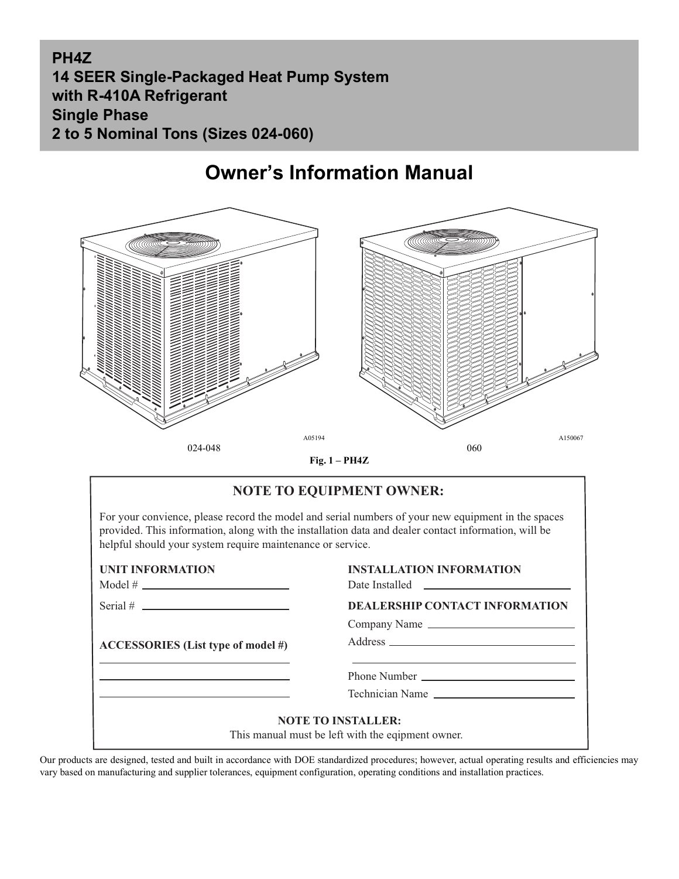# PH4Z
# 14 SEER Single-Packaged Heat Pump System with R-410A Refrigerant
# Single Phase
# 2 to 5 Nominal Tons (Sizes 024-060)

## Owner's Information Manual

024-048 A05194

060 A150067

**Fig. 1 – PH4Z**

### NOTE TO EQUIPMENT OWNER:

For your convience, please record the model and serial numbers of your new equipment in the spaces provided. This information, along with the installation data and dealer contact information, will be helpful should your system require maintenance or service.

**UNIT INFORMATION**

Model # ______________________

Serial # ______________________

**ACCESSORIES (List type of model #)**

______________________

______________________

______________________

**INSTALLATION INFORMATION**

Date Installed ______________________

**DEALERSHIP CONTACT INFORMATION**

Company Name ______________________

Address ______________________

______________________

Phone Number ______________________

Technician Name ______________________

**NOTE TO INSTALLER:**

This manual must be left with the eqipment owner.

Our products are designed, tested and built in accordance with DOE standardized procedures; however, actual operating results and efficiencies may vary based on manufacturing and supplier tolerances, equipment configuration, operating conditions and installation practices.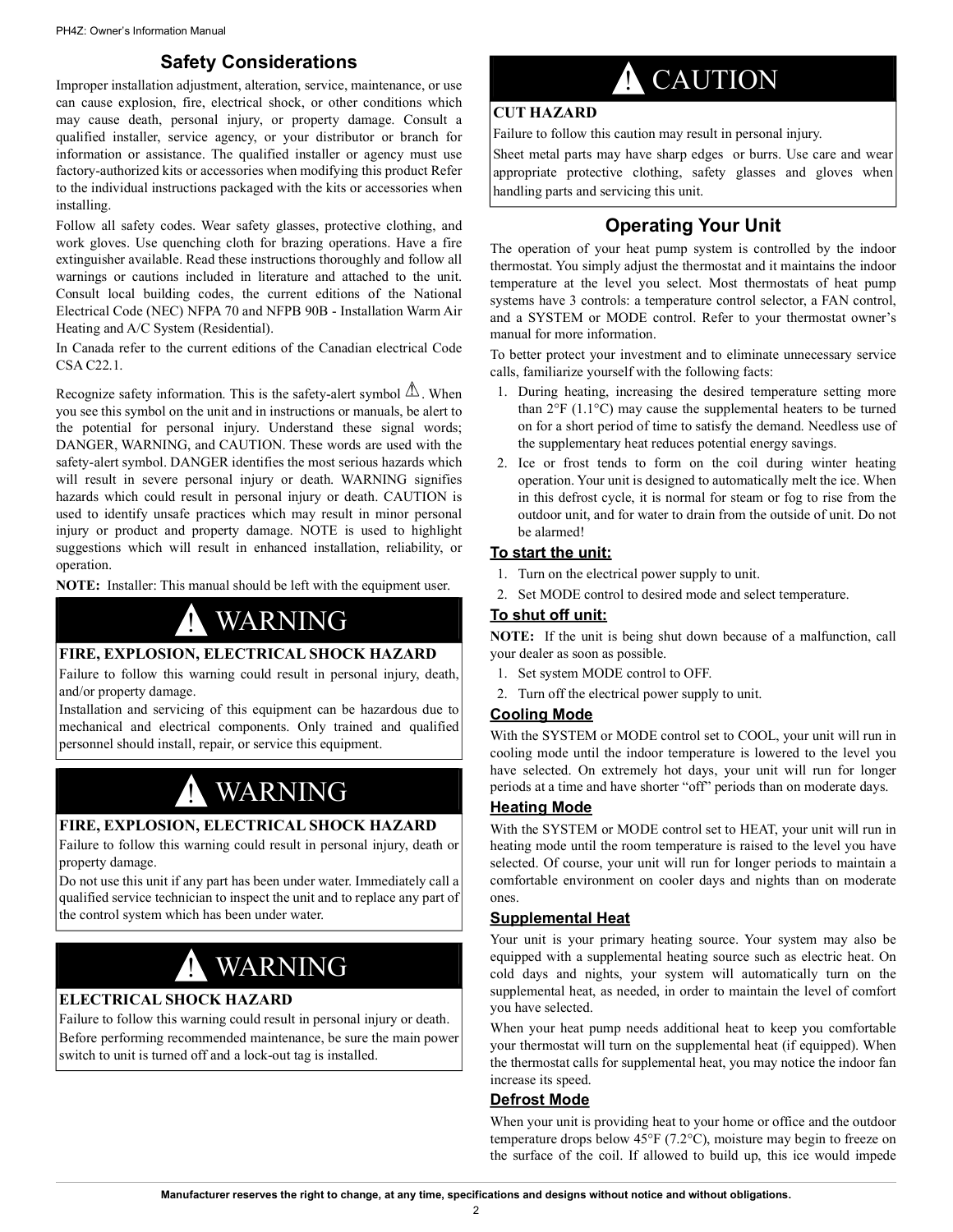## Safety Considerations

Improper installation adjustment, alteration, service, maintenance, or use can cause explosion, fire, electrical shock, or other conditions which may cause death, personal injury, or property damage. Consult a qualified installer, service agency, or your distributor or branch for information or assistance. The qualified installer or agency must use factory-authorized kits or accessories when modifying this product Refer to the individual instructions packaged with the kits or accessories when installing.

Follow all safety codes. Wear safety glasses, protective clothing, and work gloves. Use quenching cloth for brazing operations. Have a fire extinguisher available. Read these instructions thoroughly and follow all warnings or cautions included in literature and attached to the unit. Consult local building codes, the current editions of the National Electrical Code (NEC) NFPA 70 and NFPB 90B - Installation Warm Air Heating and A/C System (Residential).

In Canada refer to the current editions of the Canadian electrical Code CSA C22.1.

Recognize safety information. This is the safety-alert symbol ⚠. When you see this symbol on the unit and in instructions or manuals, be alert to the potential for personal injury. Understand these signal words; DANGER, WARNING, and CAUTION. These words are used with the safety-alert symbol. DANGER identifies the most serious hazards which will result in severe personal injury or death. WARNING signifies hazards which could result in personal injury or death. CAUTION is used to identify unsafe practices which may result in minor personal injury or product and property damage. NOTE is used to highlight suggestions which will result in enhanced installation, reliability, or operation.

**NOTE:** Installer: This manual should be left with the equipment user.

> **! WARNING**
>
> **FIRE, EXPLOSION, ELECTRICAL SHOCK HAZARD**
>
> Failure to follow this warning could result in personal injury, death, and/or property damage.
>
> Installation and servicing of this equipment can be hazardous due to mechanical and electrical components. Only trained and qualified personnel should install, repair, or service this equipment.

> **! WARNING**
>
> **FIRE, EXPLOSION, ELECTRICAL SHOCK HAZARD**
>
> Failure to follow this warning could result in personal injury, death or property damage.
>
> Do not use this unit if any part has been under water. Immediately call a qualified service technician to inspect the unit and to replace any part of the control system which has been under water.

> **! WARNING**
>
> **ELECTRICAL SHOCK HAZARD**
>
> Failure to follow this warning could result in personal injury or death.
>
> Before performing recommended maintenance, be sure the main power switch to unit is turned off and a lock-out tag is installed.

> **! CAUTION**
>
> **CUT HAZARD**
>
> Failure to follow this caution may result in personal injury.
>
> Sheet metal parts may have sharp edges or burrs. Use care and wear appropriate protective clothing, safety glasses and gloves when handling parts and servicing this unit.

## Operating Your Unit

The operation of your heat pump system is controlled by the indoor thermostat. You simply adjust the thermostat and it maintains the indoor temperature at the level you select. Most thermostats of heat pump systems have 3 controls: a temperature control selector, a FAN control, and a SYSTEM or MODE control. Refer to your thermostat owner's manual for more information.

To better protect your investment and to eliminate unnecessary service calls, familiarize yourself with the following facts:

1. During heating, increasing the desired temperature setting more than 2°F (1.1°C) may cause the supplemental heaters to be turned on for a short period of time to satisfy the demand. Needless use of the supplementary heat reduces potential energy savings.
2. Ice or frost tends to form on the coil during winter heating operation. Your unit is designed to automatically melt the ice. When in this defrost cycle, it is normal for steam or fog to rise from the outdoor unit, and for water to drain from the outside of unit. Do not be alarmed!

### To start the unit:

1. Turn on the electrical power supply to unit.
2. Set MODE control to desired mode and select temperature.

### To shut off unit:

**NOTE:** If the unit is being shut down because of a malfunction, call your dealer as soon as possible.

1. Set system MODE control to OFF.
2. Turn off the electrical power supply to unit.

### Cooling Mode

With the SYSTEM or MODE control set to COOL, your unit will run in cooling mode until the indoor temperature is lowered to the level you have selected. On extremely hot days, your unit will run for longer periods at a time and have shorter "off" periods than on moderate days.

### Heating Mode

With the SYSTEM or MODE control set to HEAT, your unit will run in heating mode until the room temperature is raised to the level you have selected. Of course, your unit will run for longer periods to maintain a comfortable environment on cooler days and nights than on moderate ones.

### Supplemental Heat

Your unit is your primary heating source. Your system may also be equipped with a supplemental heating source such as electric heat. On cold days and nights, your system will automatically turn on the supplemental heat, as needed, in order to maintain the level of comfort you have selected.

When your heat pump needs additional heat to keep you comfortable your thermostat will turn on the supplemental heat (if equipped). When the thermostat calls for supplemental heat, you may notice the indoor fan increase its speed.

### Defrost Mode

When your unit is providing heat to your home or office and the outdoor temperature drops below 45°F (7.2°C), moisture may begin to freeze on the surface of the coil. If allowed to build up, this ice would impede

Manufacturer reserves the right to change, at any time, specifications and designs without notice and without obligations.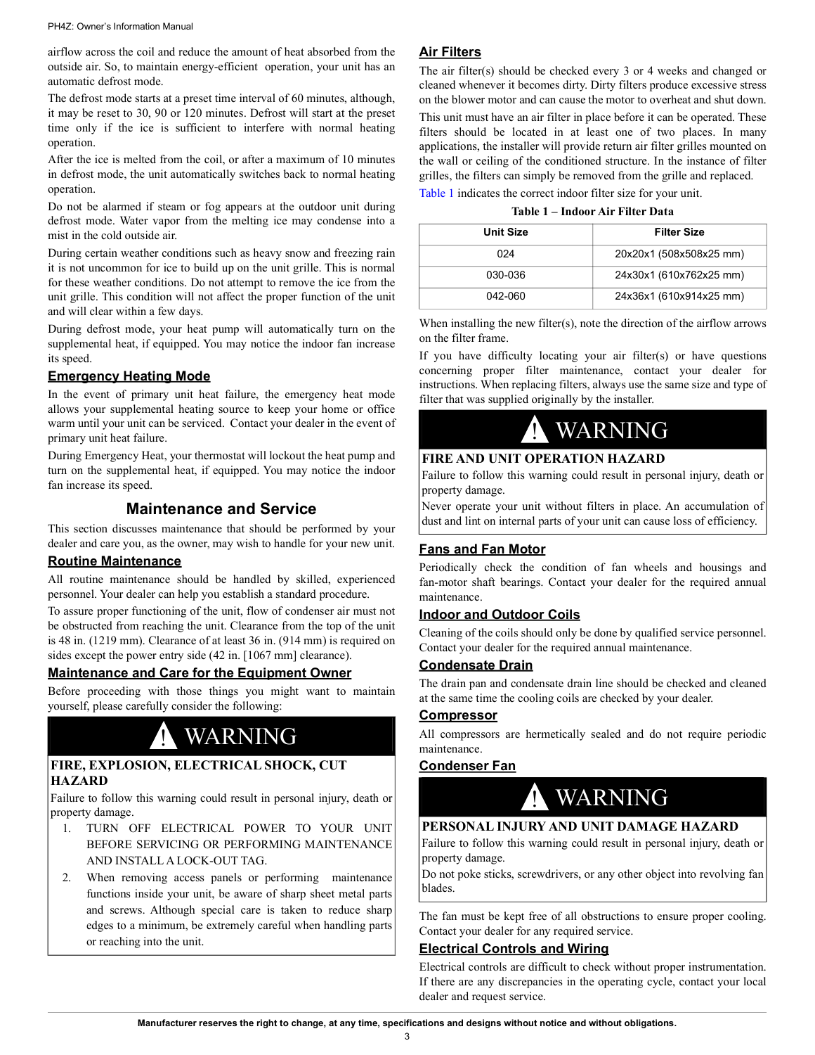airflow across the coil and reduce the amount of heat absorbed from the outside air. So, to maintain energy-efficient operation, your unit has an automatic defrost mode.

The defrost mode starts at a preset time interval of 60 minutes, although, it may be reset to 30, 90 or 120 minutes. Defrost will start at the preset time only if the ice is sufficient to interfere with normal heating operation.

After the ice is melted from the coil, or after a maximum of 10 minutes in defrost mode, the unit automatically switches back to normal heating operation.

Do not be alarmed if steam or fog appears at the outdoor unit during defrost mode. Water vapor from the melting ice may condense into a mist in the cold outside air.

During certain weather conditions such as heavy snow and freezing rain it is not uncommon for ice to build up on the unit grille. This is normal for these weather conditions. Do not attempt to remove the ice from the unit grille. This condition will not affect the proper function of the unit and will clear within a few days.

During defrost mode, your heat pump will automatically turn on the supplemental heat, if equipped. You may notice the indoor fan increase its speed.

### Emergency Heating Mode

In the event of primary unit heat failure, the emergency heat mode allows your supplemental heating source to keep your home or office warm until your unit can be serviced. Contact your dealer in the event of primary unit heat failure.

During Emergency Heat, your thermostat will lockout the heat pump and turn on the supplemental heat, if equipped. You may notice the indoor fan increase its speed.

## Maintenance and Service

This section discusses maintenance that should be performed by your dealer and care you, as the owner, may wish to handle for your new unit.

### Routine Maintenance

All routine maintenance should be handled by skilled, experienced personnel. Your dealer can help you establish a standard procedure.

To assure proper functioning of the unit, flow of condenser air must not be obstructed from reaching the unit. Clearance from the top of the unit is 48 in. (1219 mm). Clearance of at least 36 in. (914 mm) is required on sides except the power entry side (42 in. [1067 mm] clearance).

### Maintenance and Care for the Equipment Owner

Before proceeding with those things you might want to maintain yourself, please carefully consider the following:

**⚠ WARNING**

**FIRE, EXPLOSION, ELECTRICAL SHOCK, CUT HAZARD**

Failure to follow this warning could result in personal injury, death or property damage.

1. TURN OFF ELECTRICAL POWER TO YOUR UNIT BEFORE SERVICING OR PERFORMING MAINTENANCE AND INSTALL A LOCK-OUT TAG.
2. When removing access panels or performing maintenance functions inside your unit, be aware of sharp sheet metal parts and screws. Although special care is taken to reduce sharp edges to a minimum, be extremely careful when handling parts or reaching into the unit.

### Air Filters

The air filter(s) should be checked every 3 or 4 weeks and changed or cleaned whenever it becomes dirty. Dirty filters produce excessive stress on the blower motor and can cause the motor to overheat and shut down.

This unit must have an air filter in place before it can be operated. These filters should be located in at least one of two places. In many applications, the installer will provide return air filter grilles mounted on the wall or ceiling of the conditioned structure. In the instance of filter grilles, the filters can simply be removed from the grille and replaced.

Table 1 indicates the correct indoor filter size for your unit.

**Table 1 – Indoor Air Filter Data**

| Unit Size | Filter Size |
|---|---|
| 024 | 20x20x1 (508x508x25 mm) |
| 030-036 | 24x30x1 (610x762x25 mm) |
| 042-060 | 24x36x1 (610x914x25 mm) |

When installing the new filter(s), note the direction of the airflow arrows on the filter frame.

If you have difficulty locating your air filter(s) or have questions concerning proper filter maintenance, contact your dealer for instructions. When replacing filters, always use the same size and type of filter that was supplied originally by the installer.

**⚠ WARNING**

**FIRE AND UNIT OPERATION HAZARD**

Failure to follow this warning could result in personal injury, death or property damage.

Never operate your unit without filters in place. An accumulation of dust and lint on internal parts of your unit can cause loss of efficiency.

### Fans and Fan Motor

Periodically check the condition of fan wheels and housings and fan-motor shaft bearings. Contact your dealer for the required annual maintenance.

### Indoor and Outdoor Coils

Cleaning of the coils should only be done by qualified service personnel. Contact your dealer for the required annual maintenance.

### Condensate Drain

The drain pan and condensate drain line should be checked and cleaned at the same time the cooling coils are checked by your dealer.

### Compressor

All compressors are hermetically sealed and do not require periodic maintenance.

### Condenser Fan

**⚠ WARNING**

**PERSONAL INJURY AND UNIT DAMAGE HAZARD**

Failure to follow this warning could result in personal injury, death or property damage.

Do not poke sticks, screwdrivers, or any other object into revolving fan blades.

The fan must be kept free of all obstructions to ensure proper cooling. Contact your dealer for any required service.

### Electrical Controls and Wiring

Electrical controls are difficult to check without proper instrumentation. If there are any discrepancies in the operating cycle, contact your local dealer and request service.

**Manufacturer reserves the right to change, at any time, specifications and designs without notice and without obligations.**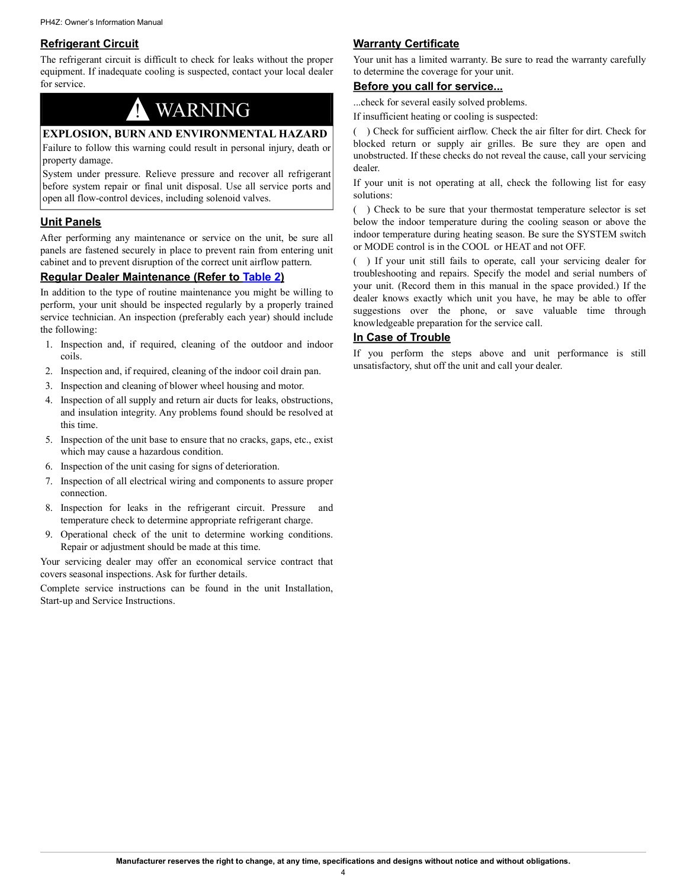## Refrigerant Circuit

The refrigerant circuit is difficult to check for leaks without the proper equipment. If inadequate cooling is suspected, contact your local dealer for service.

> **⚠ WARNING**
>
> **EXPLOSION, BURN AND ENVIRONMENTAL HAZARD**
>
> Failure to follow this warning could result in personal injury, death or property damage.
>
> System under pressure. Relieve pressure and recover all refrigerant before system repair or final unit disposal. Use all service ports and open all flow-control devices, including solenoid valves.

## Unit Panels

After performing any maintenance or service on the unit, be sure all panels are fastened securely in place to prevent rain from entering unit cabinet and to prevent disruption of the correct unit airflow pattern.

## Regular Dealer Maintenance (Refer to Table 2)

In addition to the type of routine maintenance you might be willing to perform, your unit should be inspected regularly by a properly trained service technician. An inspection (preferably each year) should include the following:

1. Inspection and, if required, cleaning of the outdoor and indoor coils.
2. Inspection and, if required, cleaning of the indoor coil drain pan.
3. Inspection and cleaning of blower wheel housing and motor.
4. Inspection of all supply and return air ducts for leaks, obstructions, and insulation integrity. Any problems found should be resolved at this time.
5. Inspection of the unit base to ensure that no cracks, gaps, etc., exist which may cause a hazardous condition.
6. Inspection of the unit casing for signs of deterioration.
7. Inspection of all electrical wiring and components to assure proper connection.
8. Inspection for leaks in the refrigerant circuit. Pressure and temperature check to determine appropriate refrigerant charge.
9. Operational check of the unit to determine working conditions. Repair or adjustment should be made at this time.

Your servicing dealer may offer an economical service contract that covers seasonal inspections. Ask for further details.

Complete service instructions can be found in the unit Installation, Start-up and Service Instructions.

## Warranty Certificate

Your unit has a limited warranty. Be sure to read the warranty carefully to determine the coverage for your unit.

## Before you call for service...

...check for several easily solved problems.

If insufficient heating or cooling is suspected:

( ) Check for sufficient airflow. Check the air filter for dirt. Check for blocked return or supply air grilles. Be sure they are open and unobstructed. If these checks do not reveal the cause, call your servicing dealer.

If your unit is not operating at all, check the following list for easy solutions:

( ) Check to be sure that your thermostat temperature selector is set below the indoor temperature during the cooling season or above the indoor temperature during heating season. Be sure the SYSTEM switch or MODE control is in the COOL or HEAT and not OFF.

( ) If your unit still fails to operate, call your servicing dealer for troubleshooting and repairs. Specify the model and serial numbers of your unit. (Record them in this manual in the space provided.) If the dealer knows exactly which unit you have, he may be able to offer suggestions over the phone, or save valuable time through knowledgeable preparation for the service call.

## In Case of Trouble

If you perform the steps above and unit performance is still unsatisfactory, shut off the unit and call your dealer.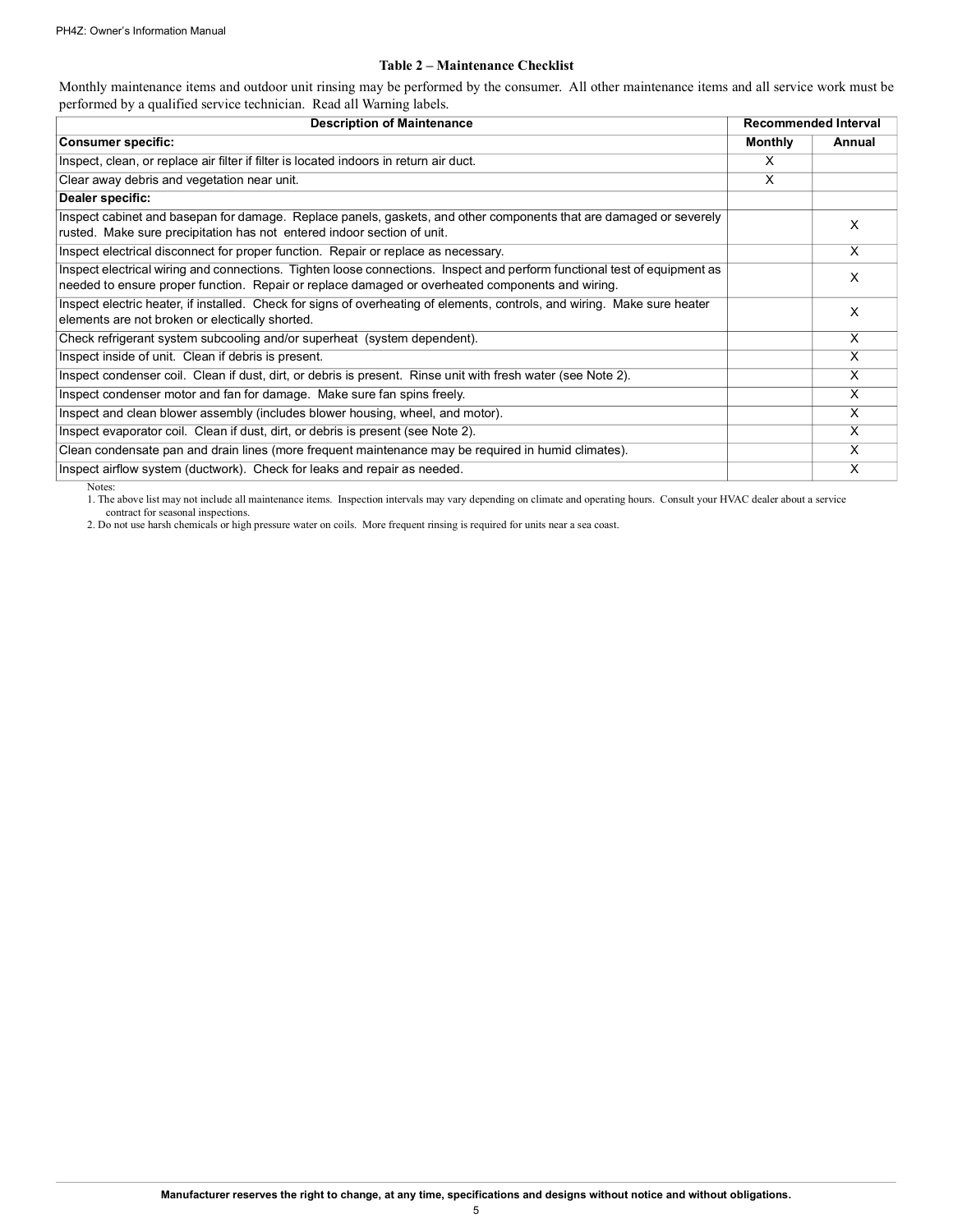### Table 2 – Maintenance Checklist

Monthly maintenance items and outdoor unit rinsing may be performed by the consumer. All other maintenance items and all service work must be performed by a qualified service technician. Read all Warning labels.

| Description of Maintenance | Recommended Interval | |
|---|---|---|
| **Consumer specific:** | **Monthly** | **Annual** |
| Inspect, clean, or replace air filter if filter is located indoors in return air duct. | X | |
| Clear away debris and vegetation near unit. | X | |
| **Dealer specific:** | | |
| Inspect cabinet and basepan for damage. Replace panels, gaskets, and other components that are damaged or severely rusted. Make sure precipitation has not entered indoor section of unit. | | X |
| Inspect electrical disconnect for proper function. Repair or replace as necessary. | | X |
| Inspect electrical wiring and connections. Tighten loose connections. Inspect and perform functional test of equipment as needed to ensure proper function. Repair or replace damaged or overheated components and wiring. | | X |
| Inspect electric heater, if installed. Check for signs of overheating of elements, controls, and wiring. Make sure heater elements are not broken or electically shorted. | | X |
| Check refrigerant system subcooling and/or superheat (system dependent). | | X |
| Inspect inside of unit. Clean if debris is present. | | X |
| Inspect condenser coil. Clean if dust, dirt, or debris is present. Rinse unit with fresh water (see Note 2). | | X |
| Inspect condenser motor and fan for damage. Make sure fan spins freely. | | X |
| Inspect and clean blower assembly (includes blower housing, wheel, and motor). | | X |
| Inspect evaporator coil. Clean if dust, dirt, or debris is present (see Note 2). | | X |
| Clean condensate pan and drain lines (more frequent maintenance may be required in humid climates). | | X |
| Inspect airflow system (ductwork). Check for leaks and repair as needed. | | X |

Notes:

1. The above list may not include all maintenance items. Inspection intervals may vary depending on climate and operating hours. Consult your HVAC dealer about a service contract for seasonal inspections.
2. Do not use harsh chemicals or high pressure water on coils. More frequent rinsing is required for units near a sea coast.

**Manufacturer reserves the right to change, at any time, specifications and designs without notice and without obligations.**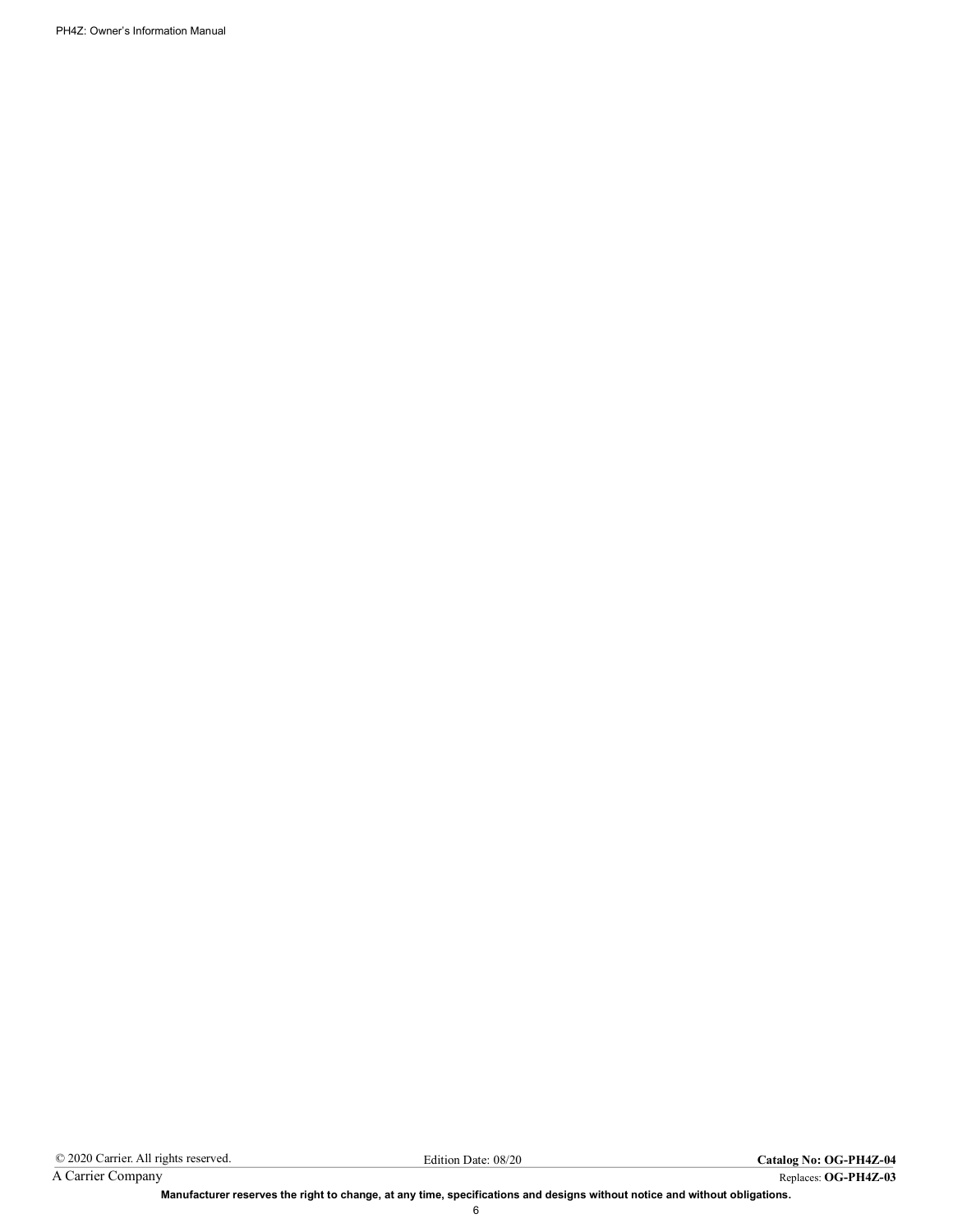© 2020 Carrier. All rights reserved.

A Carrier Company

Edition Date: 08/20

**Catalog No: OG-PH4Z-04**

Replaces: **OG-PH4Z-03**

**Manufacturer reserves the right to change, at any time, specifications and designs without notice and without obligations.**